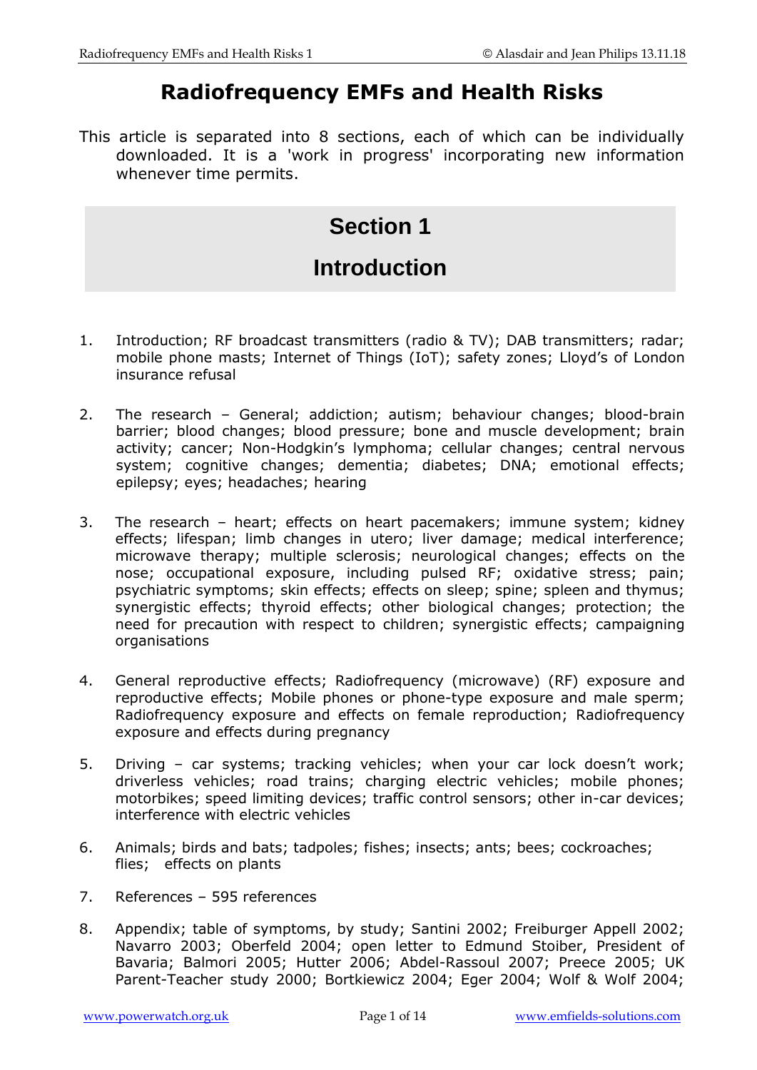# Radiofrequency EMFs and Health Risks

This article is separated into 8 sections, each of which can be individually downloaded. It is a 'work in progress' incorporating new information whenever time permits.

## Section 1

## Introduction

1. Introduction; RF broadcast transmitters (radio & TV); DAB transmitters; radar; mobile phone masts; Internet of Things (IoT); safety zones; Lloyd's of London insurance refusal

2. The research – General; addiction; autism; behaviour changes; blood-brain barrier; blood changes; blood pressure; bone and muscle development; brain activity; cancer; Non-Hodgkin's lymphoma; cellular changes; central nervous system; cognitive changes; dementia; diabetes; DNA; emotional effects; epilepsy; eyes; headaches; hearing

3. The research – heart; effects on heart pacemakers; immune system; kidney effects; lifespan; limb changes in utero; liver damage; medical interference; microwave therapy; multiple sclerosis; neurological changes; effects on the nose; occupational exposure, including pulsed RF; oxidative stress; pain; psychiatric symptoms; skin effects; effects on sleep; spine; spleen and thymus; synergistic effects; thyroid effects; other biological changes; protection; the need for precaution with respect to children; synergistic effects; campaigning organisations

4. General reproductive effects; Radiofrequency (microwave) (RF) exposure and reproductive effects; Mobile phones or phone-type exposure and male sperm; Radiofrequency exposure and effects on female reproduction; Radiofrequency exposure and effects during pregnancy

5. Driving – car systems; tracking vehicles; when your car lock doesn't work; driverless vehicles; road trains; charging electric vehicles; mobile phones; motorbikes; speed limiting devices; traffic control sensors; other in-car devices; interference with electric vehicles

6. Animals; birds and bats; tadpoles; fishes; insects; ants; bees; cockroaches; flies; effects on plants

7. References – 595 references

8. Appendix; table of symptoms, by study; Santini 2002; Freiburger Appell 2002; Navarro 2003; Oberfeld 2004; open letter to Edmund Stoiber, President of Bavaria; Balmori 2005; Hutter 2006; Abdel-Rassoul 2007; Preece 2005; UK Parent-Teacher study 2000; Bortkiewicz 2004; Eger 2004; Wolf & Wolf 2004;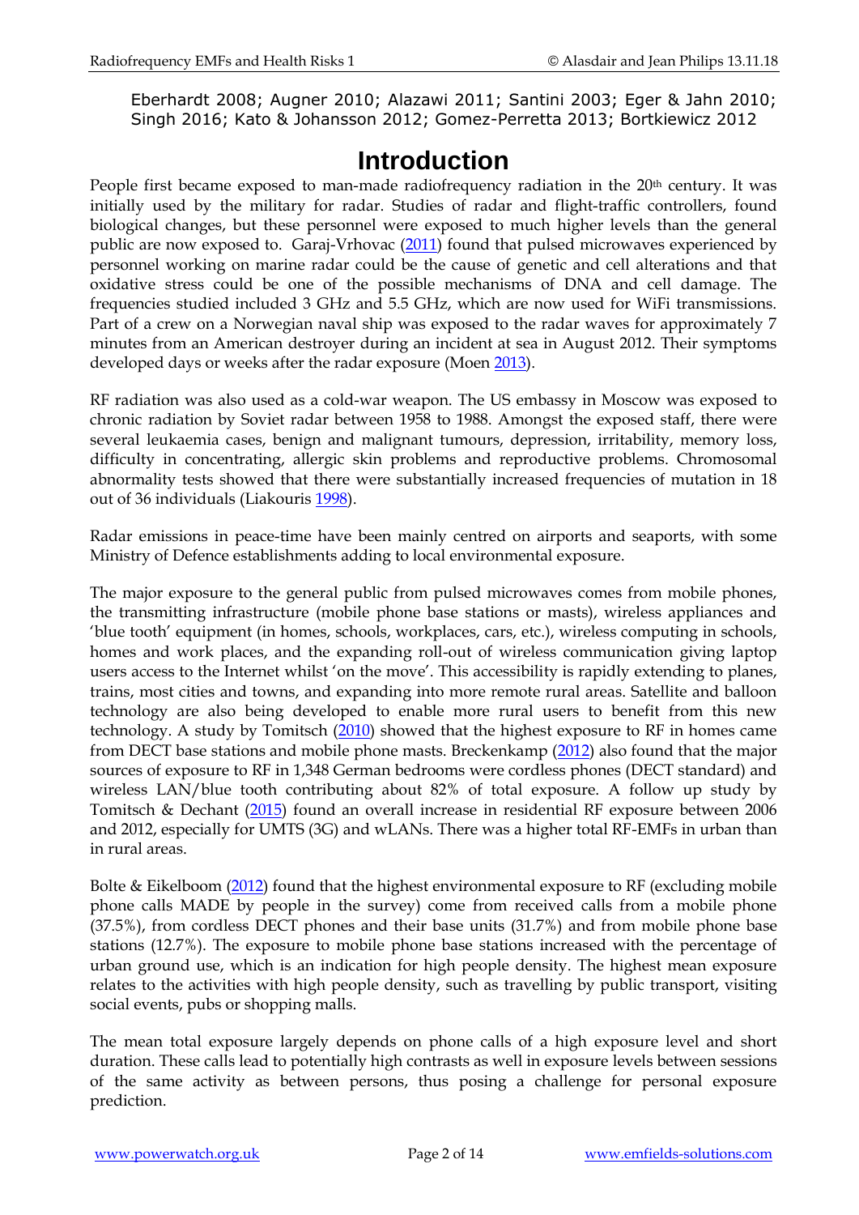Eberhardt 2008; Augner 2010; Alazawi 2011; Santini 2003; Eger & Jahn 2010; Singh 2016; Kato & Johansson 2012; Gomez-Perretta 2013; Bortkiewicz 2012

# Introduction

People first became exposed to man-made radiofrequency radiation in the 20th century. It was initially used by the military for radar. Studies of radar and flight-traffic controllers, found biological changes, but these personnel were exposed to much higher levels than the general public are now exposed to. Garaj-Vrhovac (2011) found that pulsed microwaves experienced by personnel working on marine radar could be the cause of genetic and cell alterations and that oxidative stress could be one of the possible mechanisms of DNA and cell damage. The frequencies studied included 3 GHz and 5.5 GHz, which are now used for WiFi transmissions. Part of a crew on a Norwegian naval ship was exposed to the radar waves for approximately 7 minutes from an American destroyer during an incident at sea in August 2012. Their symptoms developed days or weeks after the radar exposure (Moen 2013).

RF radiation was also used as a cold-war weapon. The US embassy in Moscow was exposed to chronic radiation by Soviet radar between 1958 to 1988. Amongst the exposed staff, there were several leukaemia cases, benign and malignant tumours, depression, irritability, memory loss, difficulty in concentrating, allergic skin problems and reproductive problems. Chromosomal abnormality tests showed that there were substantially increased frequencies of mutation in 18 out of 36 individuals (Liakouris 1998).

Radar emissions in peace-time have been mainly centred on airports and seaports, with some Ministry of Defence establishments adding to local environmental exposure.

The major exposure to the general public from pulsed microwaves comes from mobile phones, the transmitting infrastructure (mobile phone base stations or masts), wireless appliances and 'blue tooth' equipment (in homes, schools, workplaces, cars, etc.), wireless computing in schools, homes and work places, and the expanding roll-out of wireless communication giving laptop users access to the Internet whilst 'on the move'. This accessibility is rapidly extending to planes, trains, most cities and towns, and expanding into more remote rural areas. Satellite and balloon technology are also being developed to enable more rural users to benefit from this new technology. A study by Tomitsch (2010) showed that the highest exposure to RF in homes came from DECT base stations and mobile phone masts. Breckenkamp (2012) also found that the major sources of exposure to RF in 1,348 German bedrooms were cordless phones (DECT standard) and wireless LAN/blue tooth contributing about 82% of total exposure. A follow up study by Tomitsch & Dechant (2015) found an overall increase in residential RF exposure between 2006 and 2012, especially for UMTS (3G) and wLANs. There was a higher total RF-EMFs in urban than in rural areas.

Bolte & Eikelboom (2012) found that the highest environmental exposure to RF (excluding mobile phone calls MADE by people in the survey) come from received calls from a mobile phone (37.5%), from cordless DECT phones and their base units (31.7%) and from mobile phone base stations (12.7%). The exposure to mobile phone base stations increased with the percentage of urban ground use, which is an indication for high people density. The highest mean exposure relates to the activities with high people density, such as travelling by public transport, visiting social events, pubs or shopping malls.

The mean total exposure largely depends on phone calls of a high exposure level and short duration. These calls lead to potentially high contrasts as well in exposure levels between sessions of the same activity as between persons, thus posing a challenge for personal exposure prediction.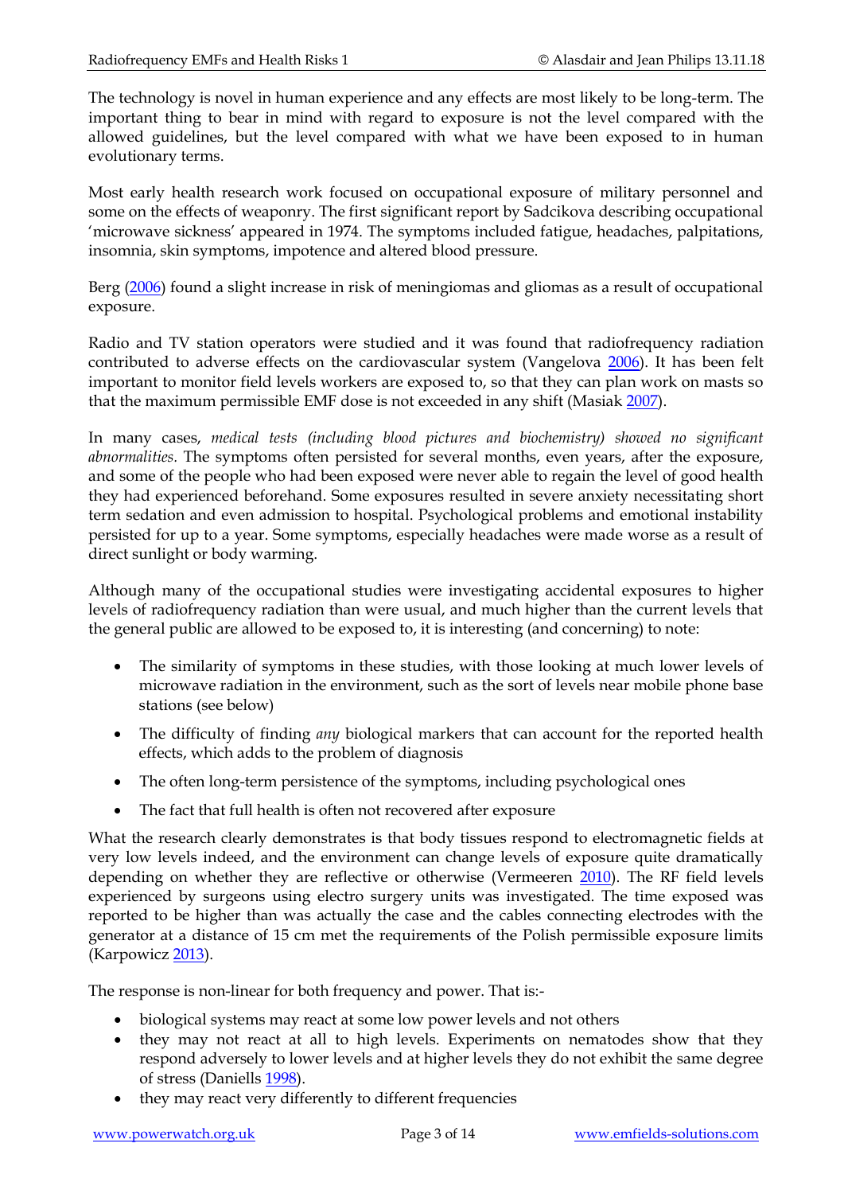The technology is novel in human experience and any effects are most likely to be long-term. The important thing to bear in mind with regard to exposure is not the level compared with the allowed guidelines, but the level compared with what we have been exposed to in human evolutionary terms.

Most early health research work focused on occupational exposure of military personnel and some on the effects of weaponry. The first significant report by Sadcikova describing occupational 'microwave sickness' appeared in 1974. The symptoms included fatigue, headaches, palpitations, insomnia, skin symptoms, impotence and altered blood pressure.

Berg (2006) found a slight increase in risk of meningiomas and gliomas as a result of occupational exposure.

Radio and TV station operators were studied and it was found that radiofrequency radiation contributed to adverse effects on the cardiovascular system (Vangelova 2006). It has been felt important to monitor field levels workers are exposed to, so that they can plan work on masts so that the maximum permissible EMF dose is not exceeded in any shift (Masiak 2007).

In many cases, *medical tests (including blood pictures and biochemistry) showed no significant abnormalities.* The symptoms often persisted for several months, even years, after the exposure, and some of the people who had been exposed were never able to regain the level of good health they had experienced beforehand. Some exposures resulted in severe anxiety necessitating short term sedation and even admission to hospital. Psychological problems and emotional instability persisted for up to a year. Some symptoms, especially headaches were made worse as a result of direct sunlight or body warming.

Although many of the occupational studies were investigating accidental exposures to higher levels of radiofrequency radiation than were usual, and much higher than the current levels that the general public are allowed to be exposed to, it is interesting (and concerning) to note:

- The similarity of symptoms in these studies, with those looking at much lower levels of microwave radiation in the environment, such as the sort of levels near mobile phone base stations (see below)
- The difficulty of finding *any* biological markers that can account for the reported health effects, which adds to the problem of diagnosis
- The often long-term persistence of the symptoms, including psychological ones
- The fact that full health is often not recovered after exposure

What the research clearly demonstrates is that body tissues respond to electromagnetic fields at very low levels indeed, and the environment can change levels of exposure quite dramatically depending on whether they are reflective or otherwise (Vermeeren 2010). The RF field levels experienced by surgeons using electro surgery units was investigated. The time exposed was reported to be higher than was actually the case and the cables connecting electrodes with the generator at a distance of 15 cm met the requirements of the Polish permissible exposure limits (Karpowicz 2013).

The response is non-linear for both frequency and power. That is:-

- biological systems may react at some low power levels and not others
- they may not react at all to high levels. Experiments on nematodes show that they respond adversely to lower levels and at higher levels they do not exhibit the same degree of stress (Daniells 1998).
- they may react very differently to different frequencies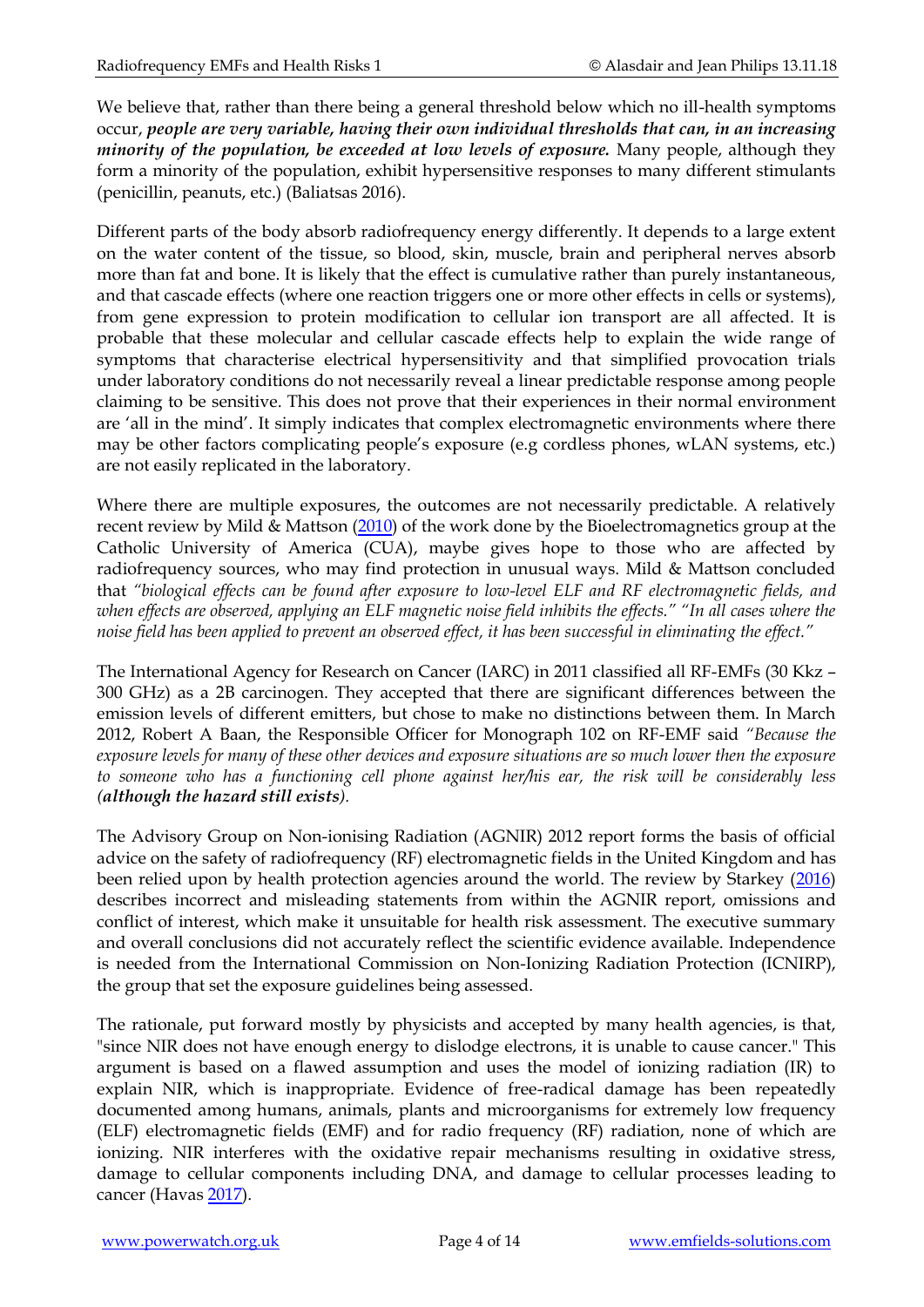We believe that, rather than there being a general threshold below which no ill-health symptoms occur, ***people are very variable, having their own individual thresholds that can, in an increasing minority of the population, be exceeded at low levels of exposure.*** Many people, although they form a minority of the population, exhibit hypersensitive responses to many different stimulants (penicillin, peanuts, etc.) (Baliatsas 2016).

Different parts of the body absorb radiofrequency energy differently. It depends to a large extent on the water content of the tissue, so blood, skin, muscle, brain and peripheral nerves absorb more than fat and bone. It is likely that the effect is cumulative rather than purely instantaneous, and that cascade effects (where one reaction triggers one or more other effects in cells or systems), from gene expression to protein modification to cellular ion transport are all affected. It is probable that these molecular and cellular cascade effects help to explain the wide range of symptoms that characterise electrical hypersensitivity and that simplified provocation trials under laboratory conditions do not necessarily reveal a linear predictable response among people claiming to be sensitive. This does not prove that their experiences in their normal environment are 'all in the mind'. It simply indicates that complex electromagnetic environments where there may be other factors complicating people's exposure (e.g cordless phones, wLAN systems, etc.) are not easily replicated in the laboratory.

Where there are multiple exposures, the outcomes are not necessarily predictable. A relatively recent review by Mild & Mattson (2010) of the work done by the Bioelectromagnetics group at the Catholic University of America (CUA), maybe gives hope to those who are affected by radiofrequency sources, who may find protection in unusual ways. Mild & Mattson concluded that *"biological effects can be found after exposure to low-level ELF and RF electromagnetic fields, and when effects are observed, applying an ELF magnetic noise field inhibits the effects." "In all cases where the noise field has been applied to prevent an observed effect, it has been successful in eliminating the effect."*

The International Agency for Research on Cancer (IARC) in 2011 classified all RF-EMFs (30 Kkz – 300 GHz) as a 2B carcinogen. They accepted that there are significant differences between the emission levels of different emitters, but chose to make no distinctions between them. In March 2012, Robert A Baan, the Responsible Officer for Monograph 102 on RF-EMF said *"Because the exposure levels for many of these other devices and exposure situations are so much lower then the exposure to someone who has a functioning cell phone against her/his ear, the risk will be considerably less (**although the hazard still exists**).*

The Advisory Group on Non-ionising Radiation (AGNIR) 2012 report forms the basis of official advice on the safety of radiofrequency (RF) electromagnetic fields in the United Kingdom and has been relied upon by health protection agencies around the world. The review by Starkey (2016) describes incorrect and misleading statements from within the AGNIR report, omissions and conflict of interest, which make it unsuitable for health risk assessment. The executive summary and overall conclusions did not accurately reflect the scientific evidence available. Independence is needed from the International Commission on Non-Ionizing Radiation Protection (ICNIRP), the group that set the exposure guidelines being assessed.

The rationale, put forward mostly by physicists and accepted by many health agencies, is that, "since NIR does not have enough energy to dislodge electrons, it is unable to cause cancer." This argument is based on a flawed assumption and uses the model of ionizing radiation (IR) to explain NIR, which is inappropriate. Evidence of free-radical damage has been repeatedly documented among humans, animals, plants and microorganisms for extremely low frequency (ELF) electromagnetic fields (EMF) and for radio frequency (RF) radiation, none of which are ionizing. NIR interferes with the oxidative repair mechanisms resulting in oxidative stress, damage to cellular components including DNA, and damage to cellular processes leading to cancer (Havas 2017).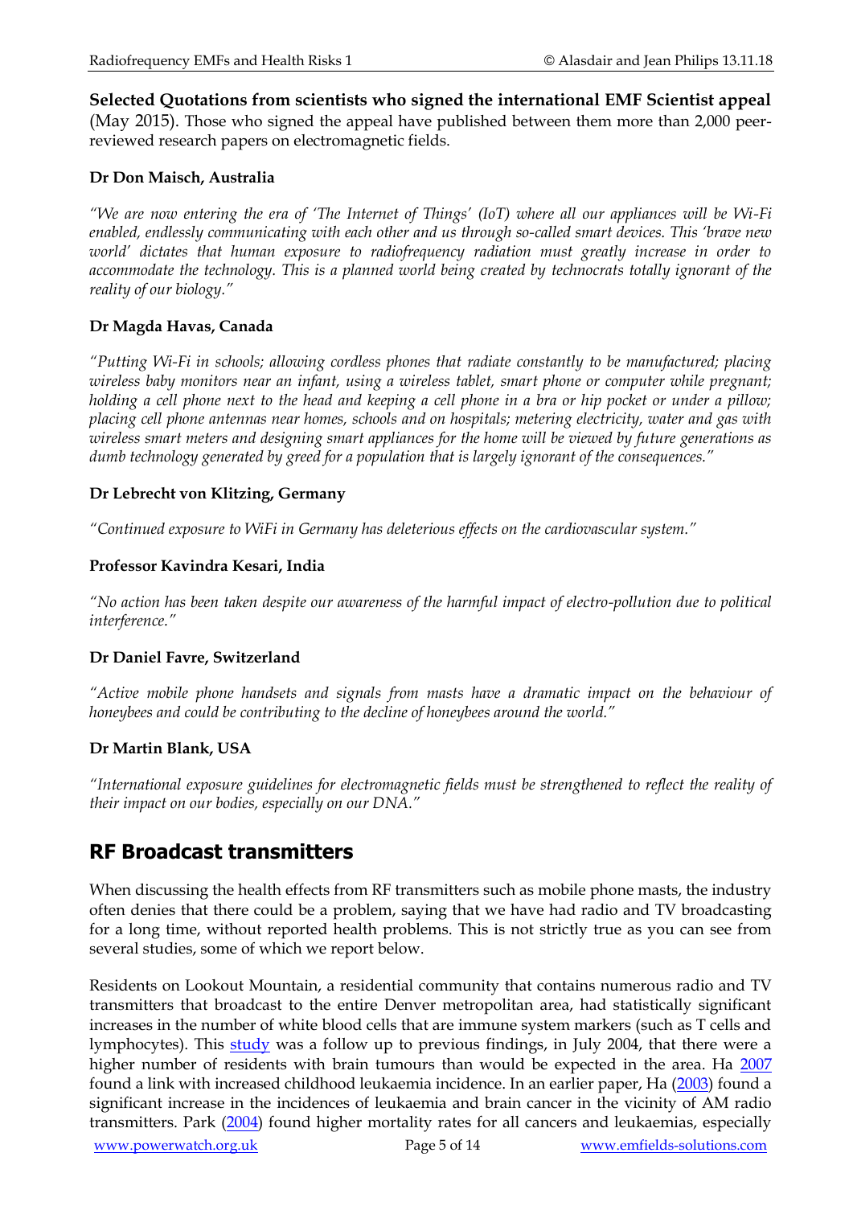**Selected Quotations from scientists who signed the international EMF Scientist appeal** (May 2015). Those who signed the appeal have published between them more than 2,000 peer-reviewed research papers on electromagnetic fields.

**Dr Don Maisch, Australia**

*"We are now entering the era of 'The Internet of Things' (IoT) where all our appliances will be Wi-Fi enabled, endlessly communicating with each other and us through so-called smart devices. This 'brave new world' dictates that human exposure to radiofrequency radiation must greatly increase in order to accommodate the technology. This is a planned world being created by technocrats totally ignorant of the reality of our biology."*

**Dr Magda Havas, Canada**

*"Putting Wi-Fi in schools; allowing cordless phones that radiate constantly to be manufactured; placing wireless baby monitors near an infant, using a wireless tablet, smart phone or computer while pregnant; holding a cell phone next to the head and keeping a cell phone in a bra or hip pocket or under a pillow; placing cell phone antennas near homes, schools and on hospitals; metering electricity, water and gas with wireless smart meters and designing smart appliances for the home will be viewed by future generations as dumb technology generated by greed for a population that is largely ignorant of the consequences."*

**Dr Lebrecht von Klitzing, Germany**

*"Continued exposure to WiFi in Germany has deleterious effects on the cardiovascular system."*

**Professor Kavindra Kesari, India**

*"No action has been taken despite our awareness of the harmful impact of electro-pollution due to political interference."*

**Dr Daniel Favre, Switzerland**

*"Active mobile phone handsets and signals from masts have a dramatic impact on the behaviour of honeybees and could be contributing to the decline of honeybees around the world."*

**Dr Martin Blank, USA**

*"International exposure guidelines for electromagnetic fields must be strengthened to reflect the reality of their impact on our bodies, especially on our DNA."*

## RF Broadcast transmitters

When discussing the health effects from RF transmitters such as mobile phone masts, the industry often denies that there could be a problem, saying that we have had radio and TV broadcasting for a long time, without reported health problems. This is not strictly true as you can see from several studies, some of which we report below.

Residents on Lookout Mountain, a residential community that contains numerous radio and TV transmitters that broadcast to the entire Denver metropolitan area, had statistically significant increases in the number of white blood cells that are immune system markers (such as T cells and lymphocytes). This study was a follow up to previous findings, in July 2004, that there were a higher number of residents with brain tumours than would be expected in the area. Ha 2007 found a link with increased childhood leukaemia incidence. In an earlier paper, Ha (2003) found a significant increase in the incidences of leukaemia and brain cancer in the vicinity of AM radio transmitters. Park (2004) found higher mortality rates for all cancers and leukaemias, especially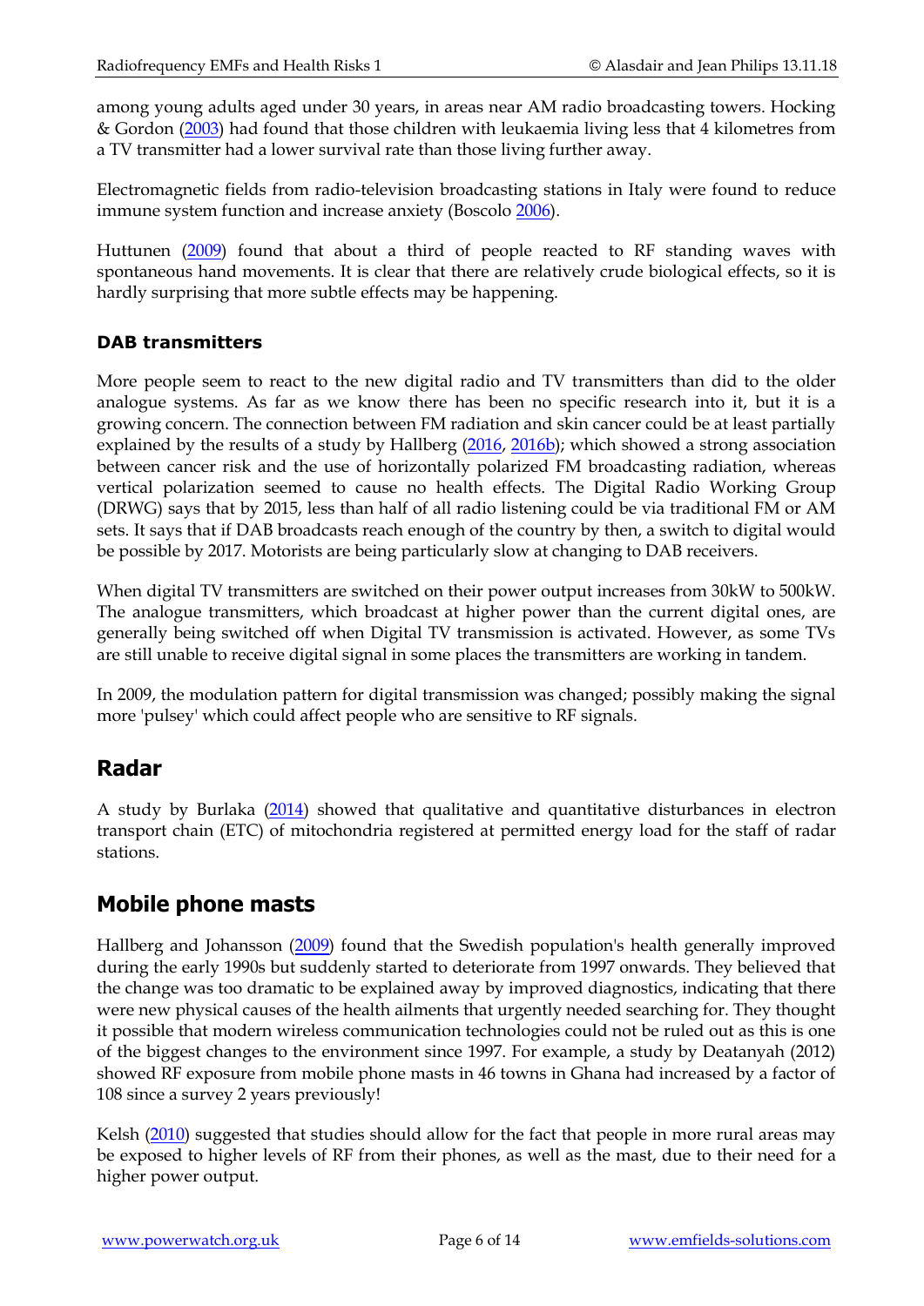among young adults aged under 30 years, in areas near AM radio broadcasting towers. Hocking & Gordon (2003) had found that those children with leukaemia living less that 4 kilometres from a TV transmitter had a lower survival rate than those living further away.

Electromagnetic fields from radio-television broadcasting stations in Italy were found to reduce immune system function and increase anxiety (Boscolo 2006).

Huttunen (2009) found that about a third of people reacted to RF standing waves with spontaneous hand movements. It is clear that there are relatively crude biological effects, so it is hardly surprising that more subtle effects may be happening.

### DAB transmitters

More people seem to react to the new digital radio and TV transmitters than did to the older analogue systems. As far as we know there has been no specific research into it, but it is a growing concern. The connection between FM radiation and skin cancer could be at least partially explained by the results of a study by Hallberg (2016, 2016b); which showed a strong association between cancer risk and the use of horizontally polarized FM broadcasting radiation, whereas vertical polarization seemed to cause no health effects. The Digital Radio Working Group (DRWG) says that by 2015, less than half of all radio listening could be via traditional FM or AM sets. It says that if DAB broadcasts reach enough of the country by then, a switch to digital would be possible by 2017. Motorists are being particularly slow at changing to DAB receivers.

When digital TV transmitters are switched on their power output increases from 30kW to 500kW. The analogue transmitters, which broadcast at higher power than the current digital ones, are generally being switched off when Digital TV transmission is activated. However, as some TVs are still unable to receive digital signal in some places the transmitters are working in tandem.

In 2009, the modulation pattern for digital transmission was changed; possibly making the signal more 'pulsey' which could affect people who are sensitive to RF signals.

## Radar

A study by Burlaka (2014) showed that qualitative and quantitative disturbances in electron transport chain (ETC) of mitochondria registered at permitted energy load for the staff of radar stations.

## Mobile phone masts

Hallberg and Johansson (2009) found that the Swedish population's health generally improved during the early 1990s but suddenly started to deteriorate from 1997 onwards. They believed that the change was too dramatic to be explained away by improved diagnostics, indicating that there were new physical causes of the health ailments that urgently needed searching for. They thought it possible that modern wireless communication technologies could not be ruled out as this is one of the biggest changes to the environment since 1997. For example, a study by Deatanyah (2012) showed RF exposure from mobile phone masts in 46 towns in Ghana had increased by a factor of 108 since a survey 2 years previously!

Kelsh (2010) suggested that studies should allow for the fact that people in more rural areas may be exposed to higher levels of RF from their phones, as well as the mast, due to their need for a higher power output.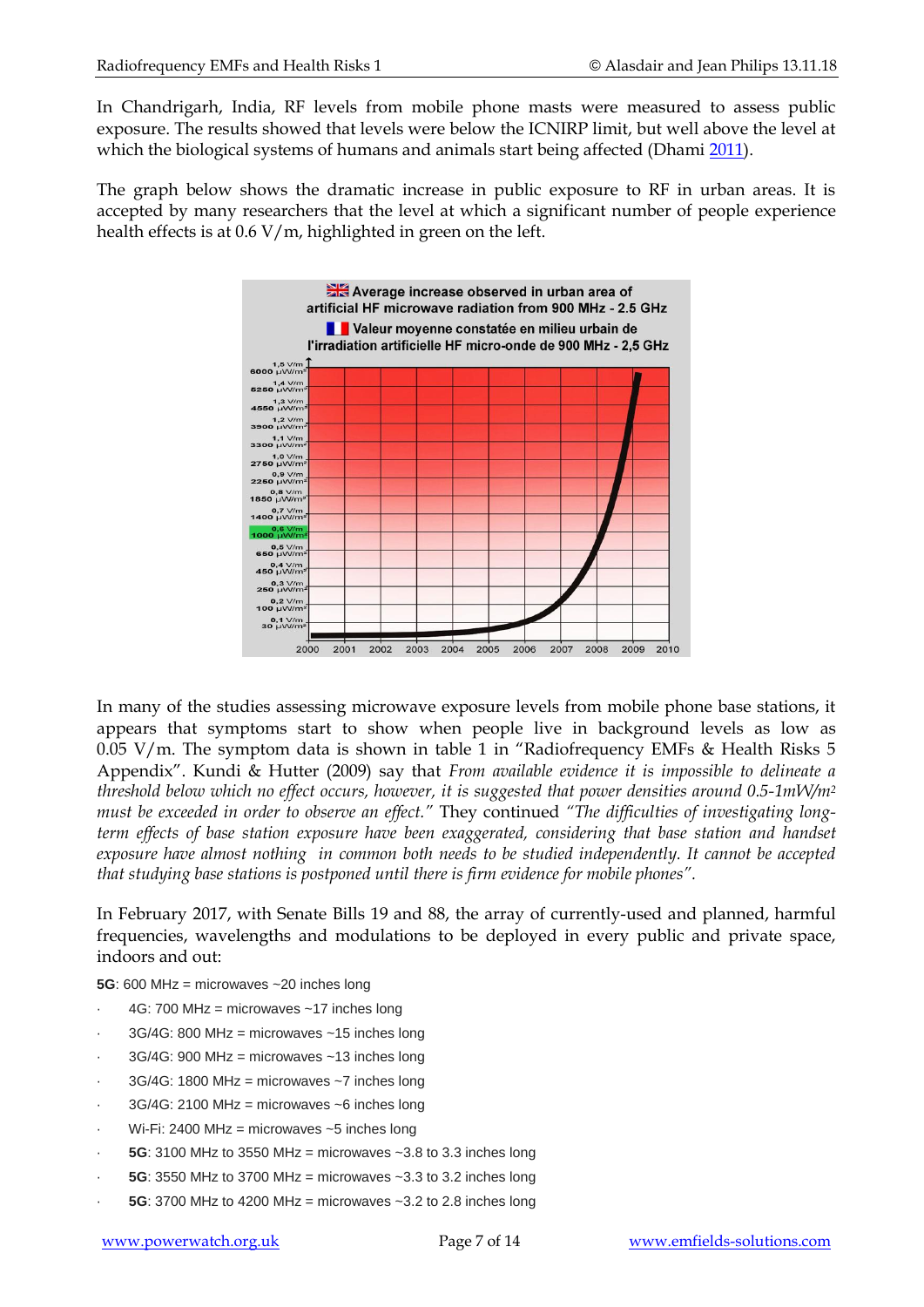In Chandrigarh, India, RF levels from mobile phone masts were measured to assess public exposure. The results showed that levels were below the ICNIRP limit, but well above the level at which the biological systems of humans and animals start being affected (Dhami 2011).

The graph below shows the dramatic increase in public exposure to RF in urban areas. It is accepted by many researchers that the level at which a significant number of people experience health effects is at 0.6 V/m, highlighted in green on the left.

In many of the studies assessing microwave exposure levels from mobile phone base stations, it appears that symptoms start to show when people live in background levels as low as 0.05 V/m. The symptom data is shown in table 1 in "Radiofrequency EMFs & Health Risks 5 Appendix". Kundi & Hutter (2009) say that *From available evidence it is impossible to delineate a threshold below which no effect occurs, however, it is suggested that power densities around 0.5-1mW/m² must be exceeded in order to observe an effect."* They continued *"The difficulties of investigating long-term effects of base station exposure have been exaggerated, considering that base station and handset exposure have almost nothing in common both needs to be studied independently. It cannot be accepted that studying base stations is postponed until there is firm evidence for mobile phones"*.

In February 2017, with Senate Bills 19 and 88, the array of currently-used and planned, harmful frequencies, wavelengths and modulations to be deployed in every public and private space, indoors and out:

**5G**: 600 MHz = microwaves ~20 inches long

- 4G: 700 MHz = microwaves ~17 inches long
- 3G/4G: 800 MHz = microwaves ~15 inches long
- 3G/4G: 900 MHz = microwaves ~13 inches long
- 3G/4G: 1800 MHz = microwaves ~7 inches long
- 3G/4G: 2100 MHz = microwaves ~6 inches long
- Wi-Fi: 2400 MHz = microwaves ~5 inches long
- **5G**: 3100 MHz to 3550 MHz = microwaves ~3.8 to 3.3 inches long
- **5G**: 3550 MHz to 3700 MHz = microwaves ~3.3 to 3.2 inches long
- **5G**: 3700 MHz to 4200 MHz = microwaves ~3.2 to 2.8 inches long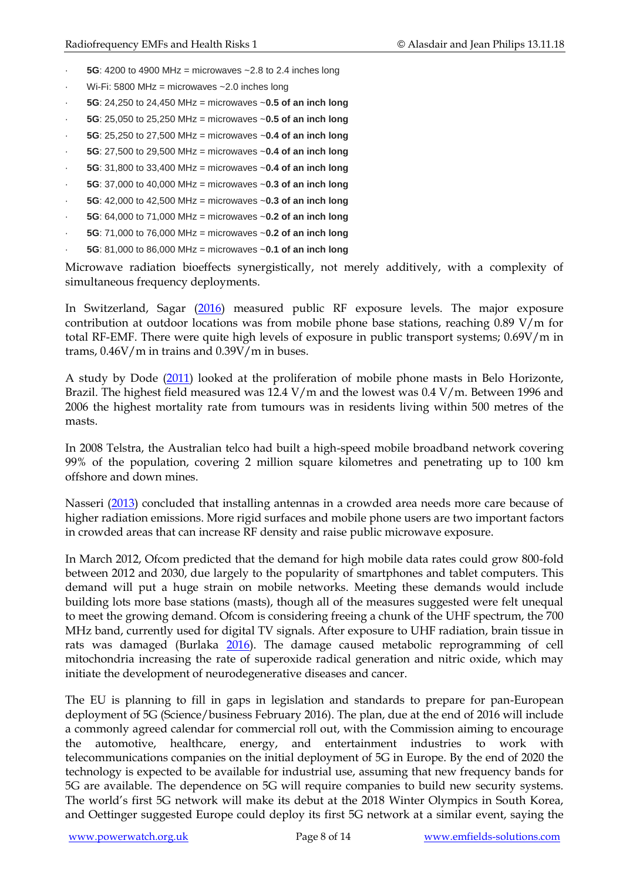- **5G**: 4200 to 4900 MHz = microwaves ~2.8 to 2.4 inches long
- Wi-Fi: 5800 MHz = microwaves ~2.0 inches long
- **5G**: 24,250 to 24,450 MHz = microwaves ~**0.5 of an inch long**
- **5G**: 25,050 to 25,250 MHz = microwaves ~**0.5 of an inch long**
- **5G**: 25,250 to 27,500 MHz = microwaves ~**0.4 of an inch long**
- **5G**: 27,500 to 29,500 MHz = microwaves ~**0.4 of an inch long**
- **5G**: 31,800 to 33,400 MHz = microwaves ~**0.4 of an inch long**
- **5G**: 37,000 to 40,000 MHz = microwaves ~**0.3 of an inch long**
- **5G**: 42,000 to 42,500 MHz = microwaves ~**0.3 of an inch long**
- **5G**: 64,000 to 71,000 MHz = microwaves ~**0.2 of an inch long**
- **5G**: 71,000 to 76,000 MHz = microwaves ~**0.2 of an inch long**
- **5G**: 81,000 to 86,000 MHz = microwaves ~**0.1 of an inch long**

Microwave radiation bioeffects synergistically, not merely additively, with a complexity of simultaneous frequency deployments.

In Switzerland, Sagar (2016) measured public RF exposure levels. The major exposure contribution at outdoor locations was from mobile phone base stations, reaching 0.89 V/m for total RF-EMF. There were quite high levels of exposure in public transport systems; 0.69V/m in trams, 0.46V/m in trains and 0.39V/m in buses.

A study by Dode (2011) looked at the proliferation of mobile phone masts in Belo Horizonte, Brazil. The highest field measured was 12.4 V/m and the lowest was 0.4 V/m. Between 1996 and 2006 the highest mortality rate from tumours was in residents living within 500 metres of the masts.

In 2008 Telstra, the Australian telco had built a high-speed mobile broadband network covering 99% of the population, covering 2 million square kilometres and penetrating up to 100 km offshore and down mines.

Nasseri (2013) concluded that installing antennas in a crowded area needs more care because of higher radiation emissions. More rigid surfaces and mobile phone users are two important factors in crowded areas that can increase RF density and raise public microwave exposure.

In March 2012, Ofcom predicted that the demand for high mobile data rates could grow 800-fold between 2012 and 2030, due largely to the popularity of smartphones and tablet computers. This demand will put a huge strain on mobile networks. Meeting these demands would include building lots more base stations (masts), though all of the measures suggested were felt unequal to meet the growing demand. Ofcom is considering freeing a chunk of the UHF spectrum, the 700 MHz band, currently used for digital TV signals. After exposure to UHF radiation, brain tissue in rats was damaged (Burlaka 2016). The damage caused metabolic reprogramming of cell mitochondria increasing the rate of superoxide radical generation and nitric oxide, which may initiate the development of neurodegenerative diseases and cancer.

The EU is planning to fill in gaps in legislation and standards to prepare for pan-European deployment of 5G (Science/business February 2016). The plan, due at the end of 2016 will include a commonly agreed calendar for commercial roll out, with the Commission aiming to encourage the automotive, healthcare, energy, and entertainment industries to work with telecommunications companies on the initial deployment of 5G in Europe. By the end of 2020 the technology is expected to be available for industrial use, assuming that new frequency bands for 5G are available. The dependence on 5G will require companies to build new security systems. The world's first 5G network will make its debut at the 2018 Winter Olympics in South Korea, and Oettinger suggested Europe could deploy its first 5G network at a similar event, saying the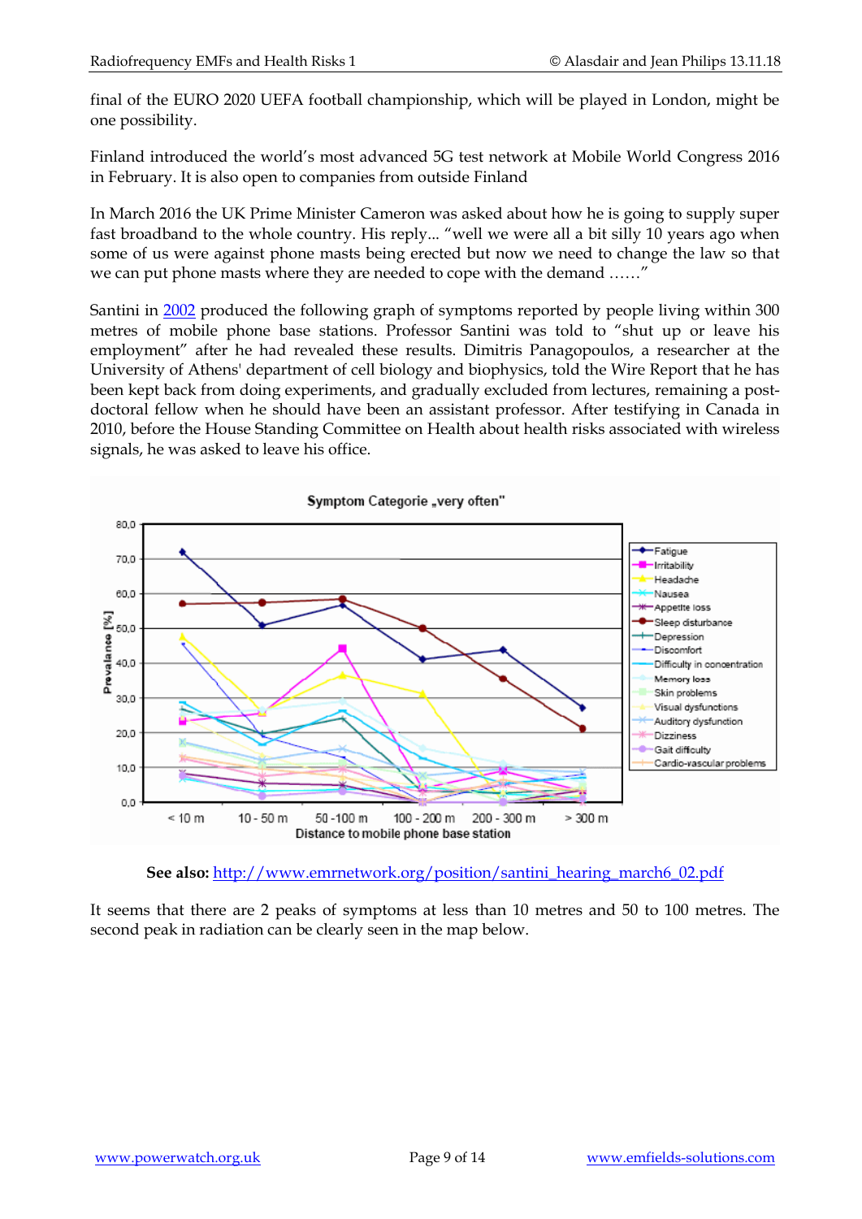final of the EURO 2020 UEFA football championship, which will be played in London, might be one possibility.

Finland introduced the world's most advanced 5G test network at Mobile World Congress 2016 in February. It is also open to companies from outside Finland

In March 2016 the UK Prime Minister Cameron was asked about how he is going to supply super fast broadband to the whole country. His reply... "well we were all a bit silly 10 years ago when some of us were against phone masts being erected but now we need to change the law so that we can put phone masts where they are needed to cope with the demand ……"

Santini in [2002](#) produced the following graph of symptoms reported by people living within 300 metres of mobile phone base stations. Professor Santini was told to "shut up or leave his employment" after he had revealed these results. Dimitris Panagopoulos, a researcher at the University of Athens' department of cell biology and biophysics, told the Wire Report that he has been kept back from doing experiments, and gradually excluded from lectures, remaining a post-doctoral fellow when he should have been an assistant professor. After testifying in Canada in 2010, before the House Standing Committee on Health about health risks associated with wireless signals, he was asked to leave his office.

**See also:** http://www.emrnetwork.org/position/santini_hearing_march6_02.pdf

It seems that there are 2 peaks of symptoms at less than 10 metres and 50 to 100 metres. The second peak in radiation can be clearly seen in the map below.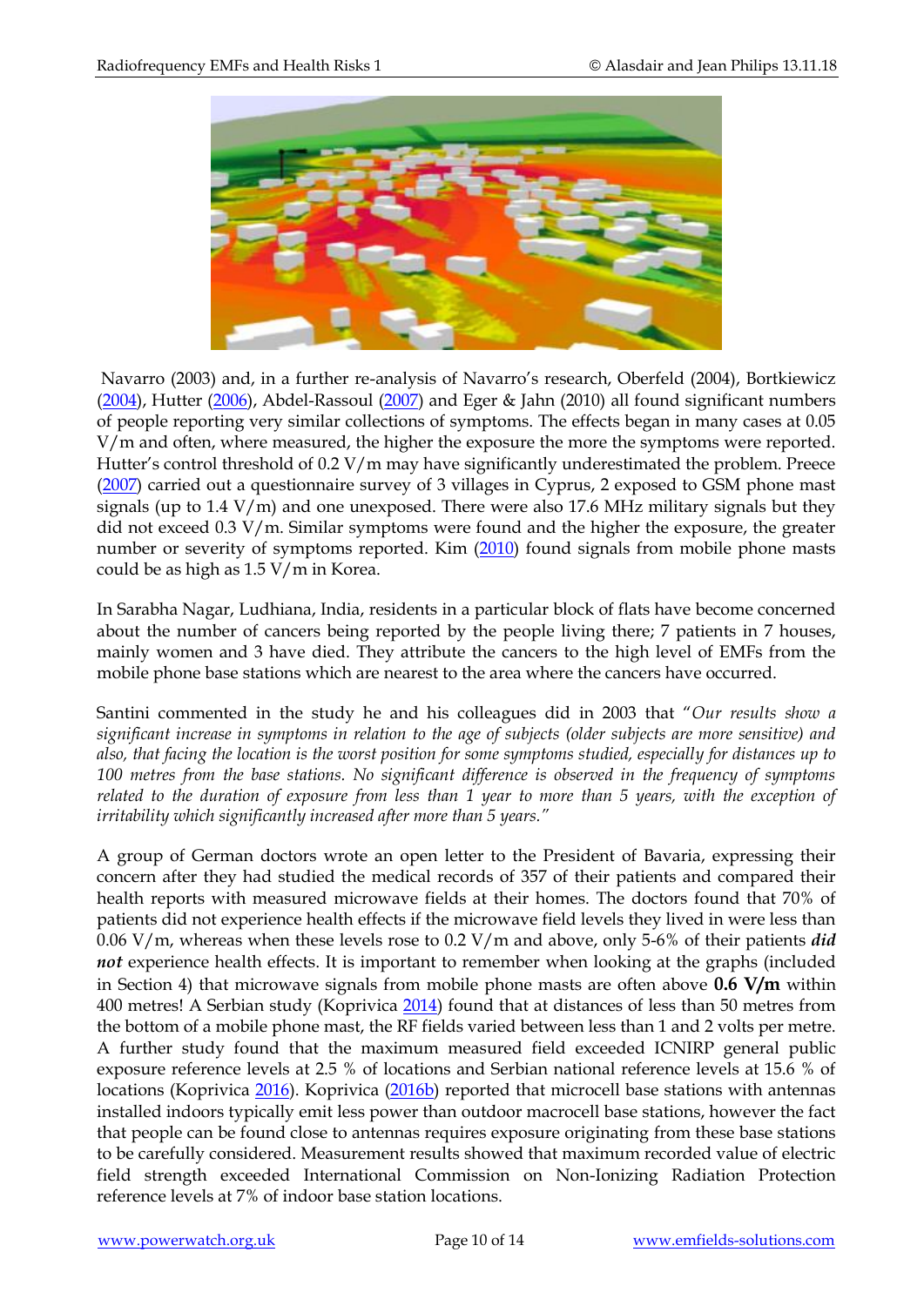Navarro (2003) and, in a further re-analysis of Navarro's research, Oberfeld (2004), Bortkiewicz (2004), Hutter (2006), Abdel-Rassoul (2007) and Eger & Jahn (2010) all found significant numbers of people reporting very similar collections of symptoms. The effects began in many cases at 0.05 V/m and often, where measured, the higher the exposure the more the symptoms were reported. Hutter's control threshold of 0.2 V/m may have significantly underestimated the problem. Preece (2007) carried out a questionnaire survey of 3 villages in Cyprus, 2 exposed to GSM phone mast signals (up to 1.4 V/m) and one unexposed. There were also 17.6 MHz military signals but they did not exceed 0.3 V/m. Similar symptoms were found and the higher the exposure, the greater number or severity of symptoms reported. Kim (2010) found signals from mobile phone masts could be as high as 1.5 V/m in Korea.

In Sarabha Nagar, Ludhiana, India, residents in a particular block of flats have become concerned about the number of cancers being reported by the people living there; 7 patients in 7 houses, mainly women and 3 have died. They attribute the cancers to the high level of EMFs from the mobile phone base stations which are nearest to the area where the cancers have occurred.

Santini commented in the study he and his colleagues did in 2003 that "*Our results show a significant increase in symptoms in relation to the age of subjects (older subjects are more sensitive) and also, that facing the location is the worst position for some symptoms studied, especially for distances up to 100 metres from the base stations. No significant difference is observed in the frequency of symptoms related to the duration of exposure from less than 1 year to more than 5 years, with the exception of irritability which significantly increased after more than 5 years.*"

A group of German doctors wrote an open letter to the President of Bavaria, expressing their concern after they had studied the medical records of 357 of their patients and compared their health reports with measured microwave fields at their homes. The doctors found that 70% of patients did not experience health effects if the microwave field levels they lived in were less than 0.06 V/m, whereas when these levels rose to 0.2 V/m and above, only 5-6% of their patients ***did not*** experience health effects. It is important to remember when looking at the graphs (included in Section 4) that microwave signals from mobile phone masts are often above **0.6 V/m** within 400 metres! A Serbian study (Koprivica 2014) found that at distances of less than 50 metres from the bottom of a mobile phone mast, the RF fields varied between less than 1 and 2 volts per metre. A further study found that the maximum measured field exceeded ICNIRP general public exposure reference levels at 2.5 % of locations and Serbian national reference levels at 15.6 % of locations (Koprivica 2016). Koprivica (2016b) reported that microcell base stations with antennas installed indoors typically emit less power than outdoor macrocell base stations, however the fact that people can be found close to antennas requires exposure originating from these base stations to be carefully considered. Measurement results showed that maximum recorded value of electric field strength exceeded International Commission on Non-Ionizing Radiation Protection reference levels at 7% of indoor base station locations.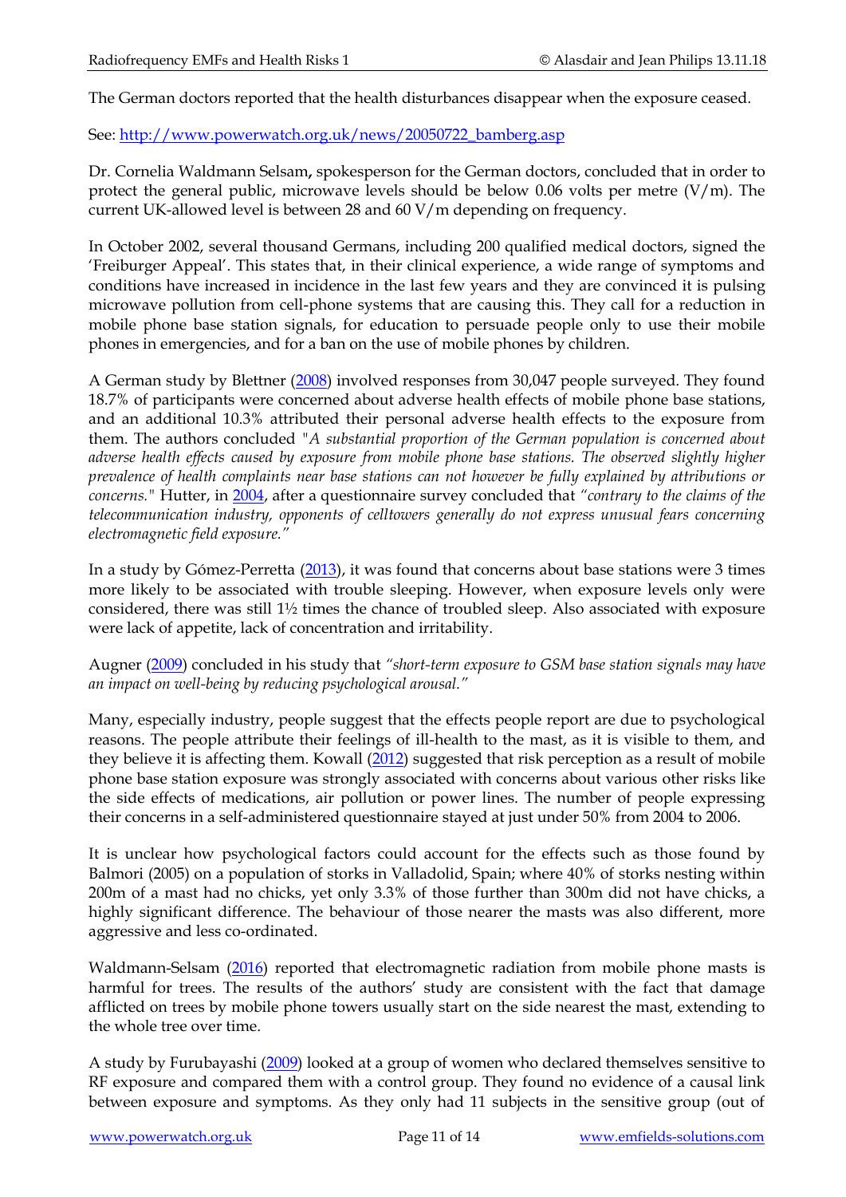The German doctors reported that the health disturbances disappear when the exposure ceased.

See: [http://www.powerwatch.org.uk/news/20050722_bamberg.asp](http://www.powerwatch.org.uk/news/20050722_bamberg.asp)

Dr. Cornelia Waldmann Selsam**,** spokesperson for the German doctors, concluded that in order to protect the general public, microwave levels should be below 0.06 volts per metre (V/m). The current UK-allowed level is between 28 and 60 V/m depending on frequency.

In October 2002, several thousand Germans, including 200 qualified medical doctors, signed the 'Freiburger Appeal'. This states that, in their clinical experience, a wide range of symptoms and conditions have increased in incidence in the last few years and they are convinced it is pulsing microwave pollution from cell-phone systems that are causing this. They call for a reduction in mobile phone base station signals, for education to persuade people only to use their mobile phones in emergencies, and for a ban on the use of mobile phones by children.

A German study by Blettner (2008) involved responses from 30,047 people surveyed. They found 18.7% of participants were concerned about adverse health effects of mobile phone base stations, and an additional 10.3% attributed their personal adverse health effects to the exposure from them. The authors concluded *"A substantial proportion of the German population is concerned about adverse health effects caused by exposure from mobile phone base stations. The observed slightly higher prevalence of health complaints near base stations can not however be fully explained by attributions or concerns."* Hutter, in 2004, after a questionnaire survey concluded that *"contrary to the claims of the telecommunication industry, opponents of celltowers generally do not express unusual fears concerning electromagnetic field exposure."*

In a study by Gómez-Perretta (2013), it was found that concerns about base stations were 3 times more likely to be associated with trouble sleeping. However, when exposure levels only were considered, there was still 1½ times the chance of troubled sleep. Also associated with exposure were lack of appetite, lack of concentration and irritability.

Augner (2009) concluded in his study that *"short-term exposure to GSM base station signals may have an impact on well-being by reducing psychological arousal."*

Many, especially industry, people suggest that the effects people report are due to psychological reasons. The people attribute their feelings of ill-health to the mast, as it is visible to them, and they believe it is affecting them. Kowall (2012) suggested that risk perception as a result of mobile phone base station exposure was strongly associated with concerns about various other risks like the side effects of medications, air pollution or power lines. The number of people expressing their concerns in a self-administered questionnaire stayed at just under 50% from 2004 to 2006.

It is unclear how psychological factors could account for the effects such as those found by Balmori (2005) on a population of storks in Valladolid, Spain; where 40% of storks nesting within 200m of a mast had no chicks, yet only 3.3% of those further than 300m did not have chicks, a highly significant difference. The behaviour of those nearer the masts was also different, more aggressive and less co-ordinated.

Waldmann-Selsam (2016) reported that electromagnetic radiation from mobile phone masts is harmful for trees. The results of the authors' study are consistent with the fact that damage afflicted on trees by mobile phone towers usually start on the side nearest the mast, extending to the whole tree over time.

A study by Furubayashi (2009) looked at a group of women who declared themselves sensitive to RF exposure and compared them with a control group. They found no evidence of a causal link between exposure and symptoms. As they only had 11 subjects in the sensitive group (out of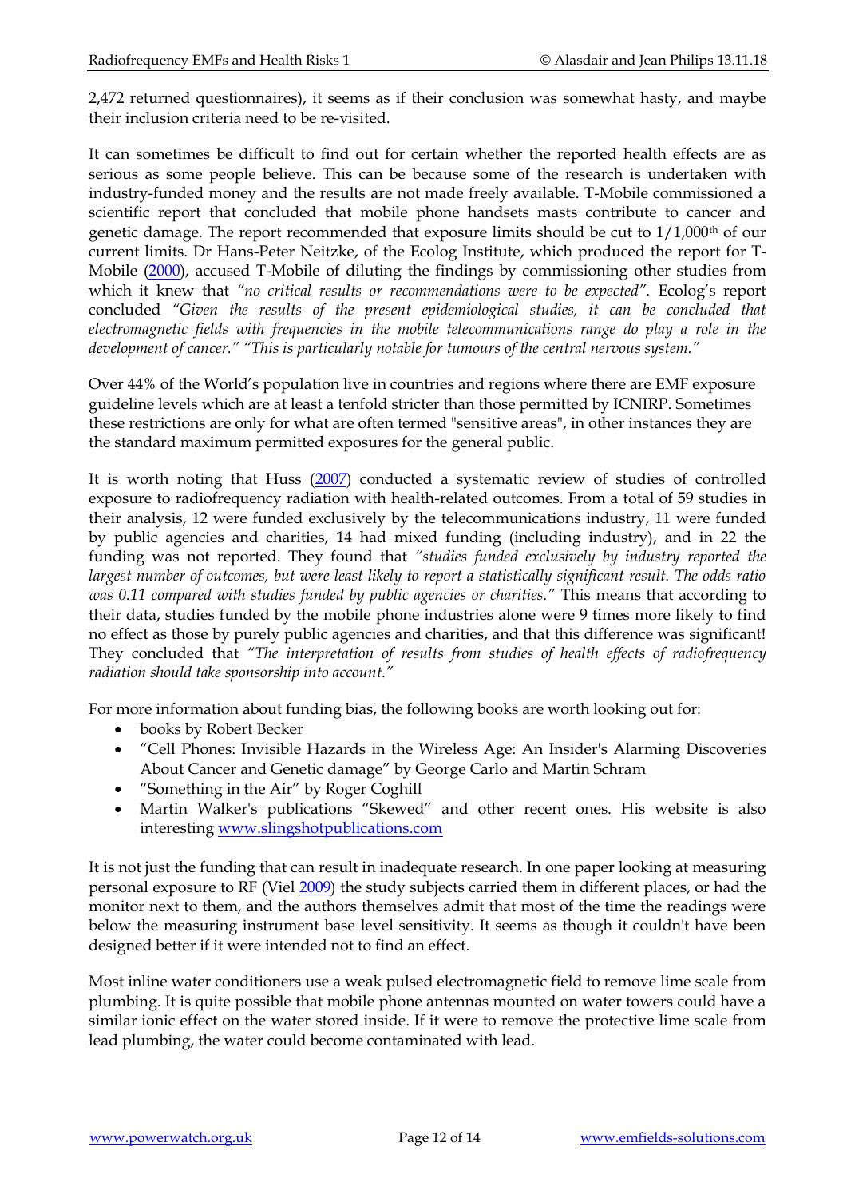2,472 returned questionnaires), it seems as if their conclusion was somewhat hasty, and maybe their inclusion criteria need to be re-visited.

It can sometimes be difficult to find out for certain whether the reported health effects are as serious as some people believe. This can be because some of the research is undertaken with industry-funded money and the results are not made freely available. T-Mobile commissioned a scientific report that concluded that mobile phone handsets masts contribute to cancer and genetic damage. The report recommended that exposure limits should be cut to 1/1,000th of our current limits. Dr Hans-Peter Neitzke, of the Ecolog Institute, which produced the report for T-Mobile (2000), accused T-Mobile of diluting the findings by commissioning other studies from which it knew that *"no critical results or recommendations were to be expected"*. Ecolog's report concluded *"Given the results of the present epidemiological studies, it can be concluded that electromagnetic fields with frequencies in the mobile telecommunications range do play a role in the development of cancer." "This is particularly notable for tumours of the central nervous system."*

Over 44% of the World's population live in countries and regions where there are EMF exposure guideline levels which are at least a tenfold stricter than those permitted by ICNIRP. Sometimes these restrictions are only for what are often termed "sensitive areas", in other instances they are the standard maximum permitted exposures for the general public.

It is worth noting that Huss (2007) conducted a systematic review of studies of controlled exposure to radiofrequency radiation with health-related outcomes. From a total of 59 studies in their analysis, 12 were funded exclusively by the telecommunications industry, 11 were funded by public agencies and charities, 14 had mixed funding (including industry), and in 22 the funding was not reported. They found that *"studies funded exclusively by industry reported the largest number of outcomes, but were least likely to report a statistically significant result. The odds ratio was 0.11 compared with studies funded by public agencies or charities."* This means that according to their data, studies funded by the mobile phone industries alone were 9 times more likely to find no effect as those by purely public agencies and charities, and that this difference was significant! They concluded that *"The interpretation of results from studies of health effects of radiofrequency radiation should take sponsorship into account."*

For more information about funding bias, the following books are worth looking out for:

- books by Robert Becker
- "Cell Phones: Invisible Hazards in the Wireless Age: An Insider's Alarming Discoveries About Cancer and Genetic damage" by George Carlo and Martin Schram
- "Something in the Air" by Roger Coghill
- Martin Walker's publications "Skewed" and other recent ones. His website is also interesting www.slingshotpublications.com

It is not just the funding that can result in inadequate research. In one paper looking at measuring personal exposure to RF (Viel 2009) the study subjects carried them in different places, or had the monitor next to them, and the authors themselves admit that most of the time the readings were below the measuring instrument base level sensitivity. It seems as though it couldn't have been designed better if it were intended not to find an effect.

Most inline water conditioners use a weak pulsed electromagnetic field to remove lime scale from plumbing. It is quite possible that mobile phone antennas mounted on water towers could have a similar ionic effect on the water stored inside. If it were to remove the protective lime scale from lead plumbing, the water could become contaminated with lead.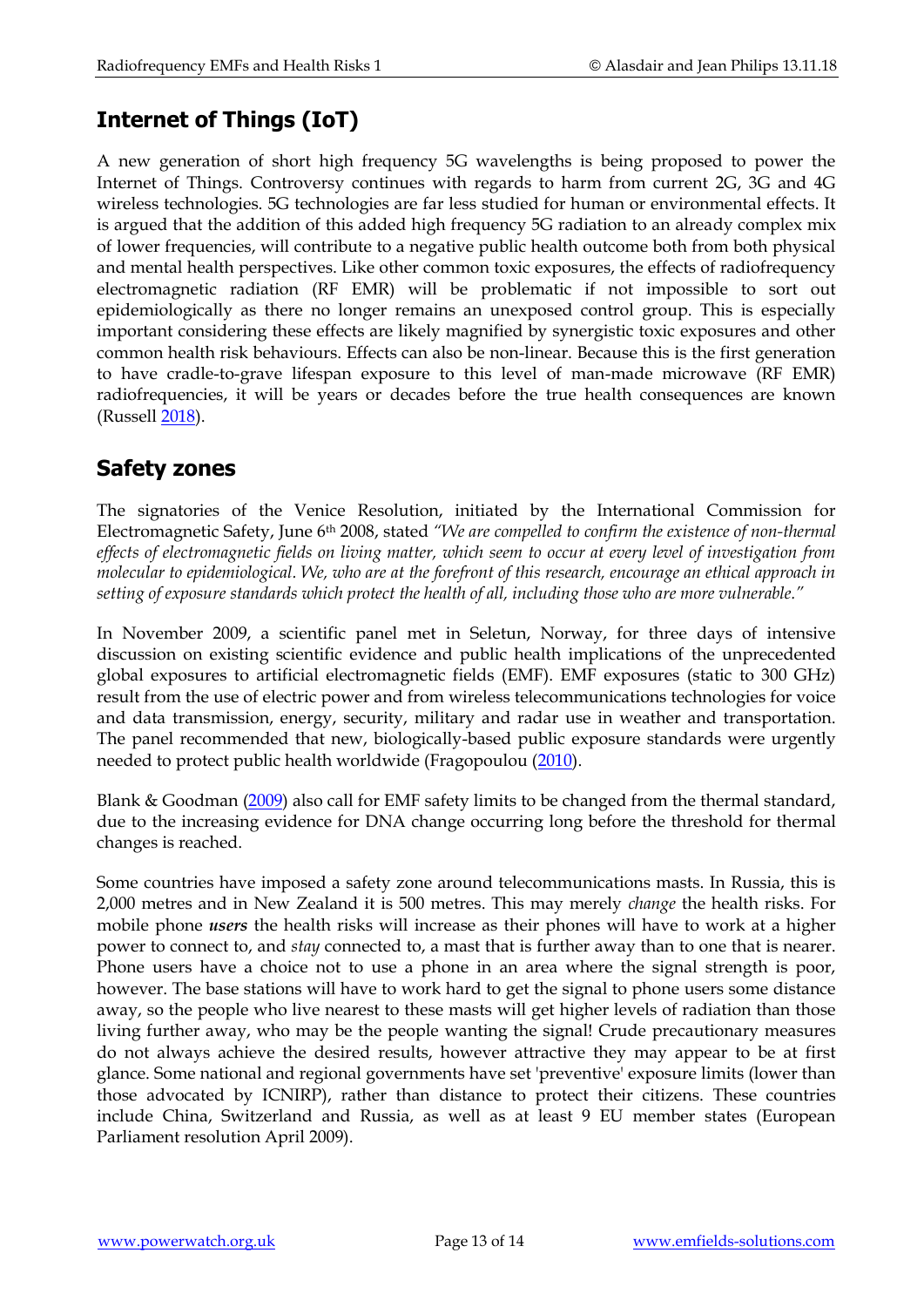## Internet of Things (IoT)

A new generation of short high frequency 5G wavelengths is being proposed to power the Internet of Things. Controversy continues with regards to harm from current 2G, 3G and 4G wireless technologies. 5G technologies are far less studied for human or environmental effects. It is argued that the addition of this added high frequency 5G radiation to an already complex mix of lower frequencies, will contribute to a negative public health outcome both from both physical and mental health perspectives. Like other common toxic exposures, the effects of radiofrequency electromagnetic radiation (RF EMR) will be problematic if not impossible to sort out epidemiologically as there no longer remains an unexposed control group. This is especially important considering these effects are likely magnified by synergistic toxic exposures and other common health risk behaviours. Effects can also be non-linear. Because this is the first generation to have cradle-to-grave lifespan exposure to this level of man-made microwave (RF EMR) radiofrequencies, it will be years or decades before the true health consequences are known (Russell 2018).

## Safety zones

The signatories of the Venice Resolution, initiated by the International Commission for Electromagnetic Safety, June 6th 2008, stated *"We are compelled to confirm the existence of non-thermal effects of electromagnetic fields on living matter, which seem to occur at every level of investigation from molecular to epidemiological. We, who are at the forefront of this research, encourage an ethical approach in setting of exposure standards which protect the health of all, including those who are more vulnerable."*

In November 2009, a scientific panel met in Seletun, Norway, for three days of intensive discussion on existing scientific evidence and public health implications of the unprecedented global exposures to artificial electromagnetic fields (EMF). EMF exposures (static to 300 GHz) result from the use of electric power and from wireless telecommunications technologies for voice and data transmission, energy, security, military and radar use in weather and transportation. The panel recommended that new, biologically-based public exposure standards were urgently needed to protect public health worldwide (Fragopoulou (2010).

Blank & Goodman (2009) also call for EMF safety limits to be changed from the thermal standard, due to the increasing evidence for DNA change occurring long before the threshold for thermal changes is reached.

Some countries have imposed a safety zone around telecommunications masts. In Russia, this is 2,000 metres and in New Zealand it is 500 metres. This may merely *change* the health risks. For mobile phone ***users*** the health risks will increase as their phones will have to work at a higher power to connect to, and *stay* connected to, a mast that is further away than to one that is nearer. Phone users have a choice not to use a phone in an area where the signal strength is poor, however. The base stations will have to work hard to get the signal to phone users some distance away, so the people who live nearest to these masts will get higher levels of radiation than those living further away, who may be the people wanting the signal! Crude precautionary measures do not always achieve the desired results, however attractive they may appear to be at first glance. Some national and regional governments have set 'preventive' exposure limits (lower than those advocated by ICNIRP), rather than distance to protect their citizens. These countries include China, Switzerland and Russia, as well as at least 9 EU member states (European Parliament resolution April 2009).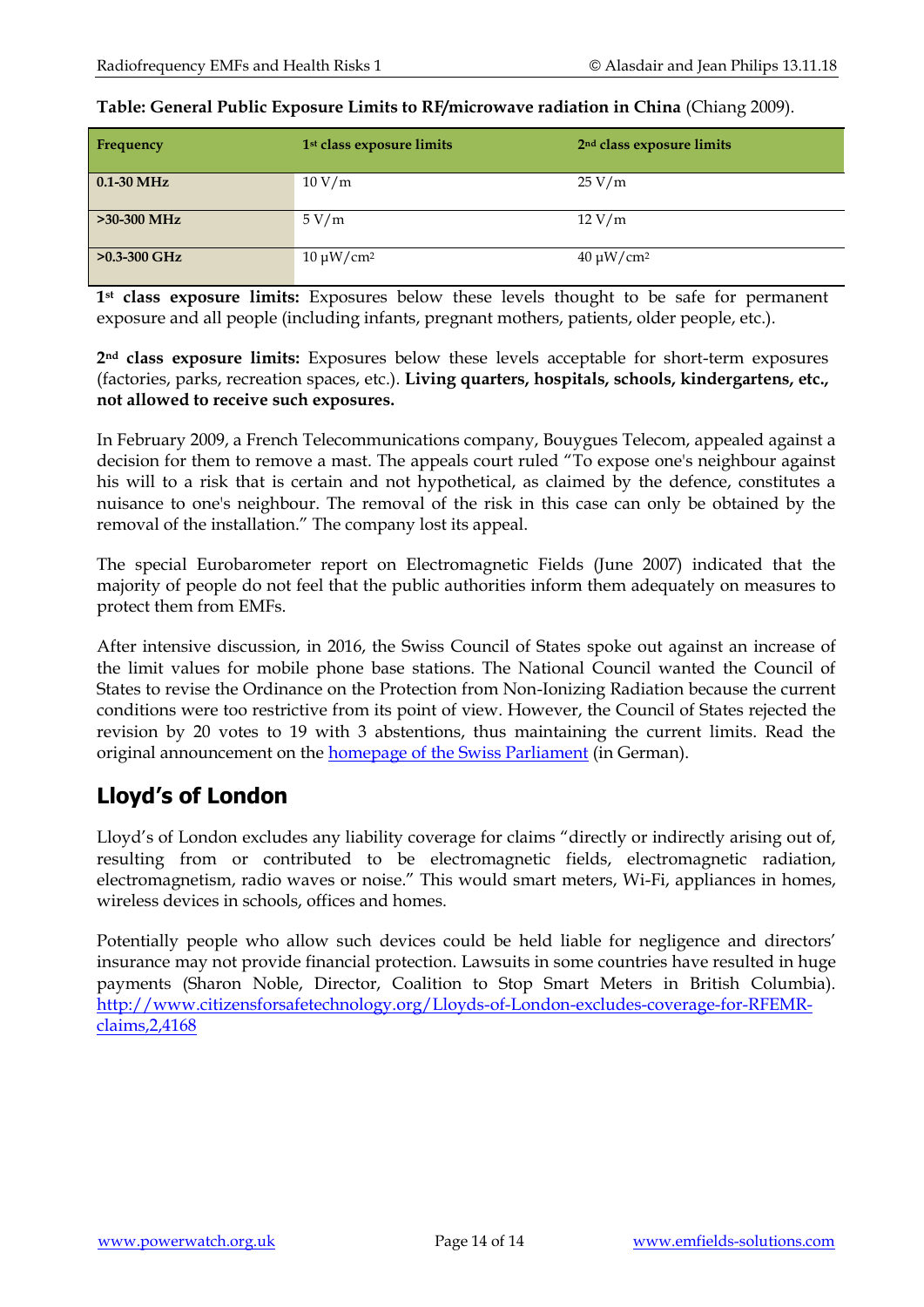**Table: General Public Exposure Limits to RF/microwave radiation in China** (Chiang 2009).

| Frequency | 1st class exposure limits | 2nd class exposure limits |
|---|---|---|
| **0.1-30 MHz** | 10 V/m | 25 V/m |
| **>30-300 MHz** | 5 V/m | 12 V/m |
| **>0.3-300 GHz** | 10 μW/cm² | 40 μW/cm² |

**1st class exposure limits:** Exposures below these levels thought to be safe for permanent exposure and all people (including infants, pregnant mothers, patients, older people, etc.).

**2nd class exposure limits:** Exposures below these levels acceptable for short-term exposures (factories, parks, recreation spaces, etc.). **Living quarters, hospitals, schools, kindergartens, etc., not allowed to receive such exposures.**

In February 2009, a French Telecommunications company, Bouygues Telecom, appealed against a decision for them to remove a mast. The appeals court ruled "To expose one's neighbour against his will to a risk that is certain and not hypothetical, as claimed by the defence, constitutes a nuisance to one's neighbour. The removal of the risk in this case can only be obtained by the removal of the installation." The company lost its appeal.

The special Eurobarometer report on Electromagnetic Fields (June 2007) indicated that the majority of people do not feel that the public authorities inform them adequately on measures to protect them from EMFs.

After intensive discussion, in 2016, the Swiss Council of States spoke out against an increase of the limit values for mobile phone base stations. The National Council wanted the Council of States to revise the Ordinance on the Protection from Non-Ionizing Radiation because the current conditions were too restrictive from its point of view. However, the Council of States rejected the revision by 20 votes to 19 with 3 abstentions, thus maintaining the current limits. Read the original announcement on the homepage of the Swiss Parliament (in German).

## Lloyd's of London

Lloyd's of London excludes any liability coverage for claims "directly or indirectly arising out of, resulting from or contributed to be electromagnetic fields, electromagnetic radiation, electromagnetism, radio waves or noise." This would smart meters, Wi-Fi, appliances in homes, wireless devices in schools, offices and homes.

Potentially people who allow such devices could be held liable for negligence and directors' insurance may not provide financial protection. Lawsuits in some countries have resulted in huge payments (Sharon Noble, Director, Coalition to Stop Smart Meters in British Columbia). http://www.citizensforsafetechnology.org/Lloyds-of-London-excludes-coverage-for-RFEMR-claims,2,4168